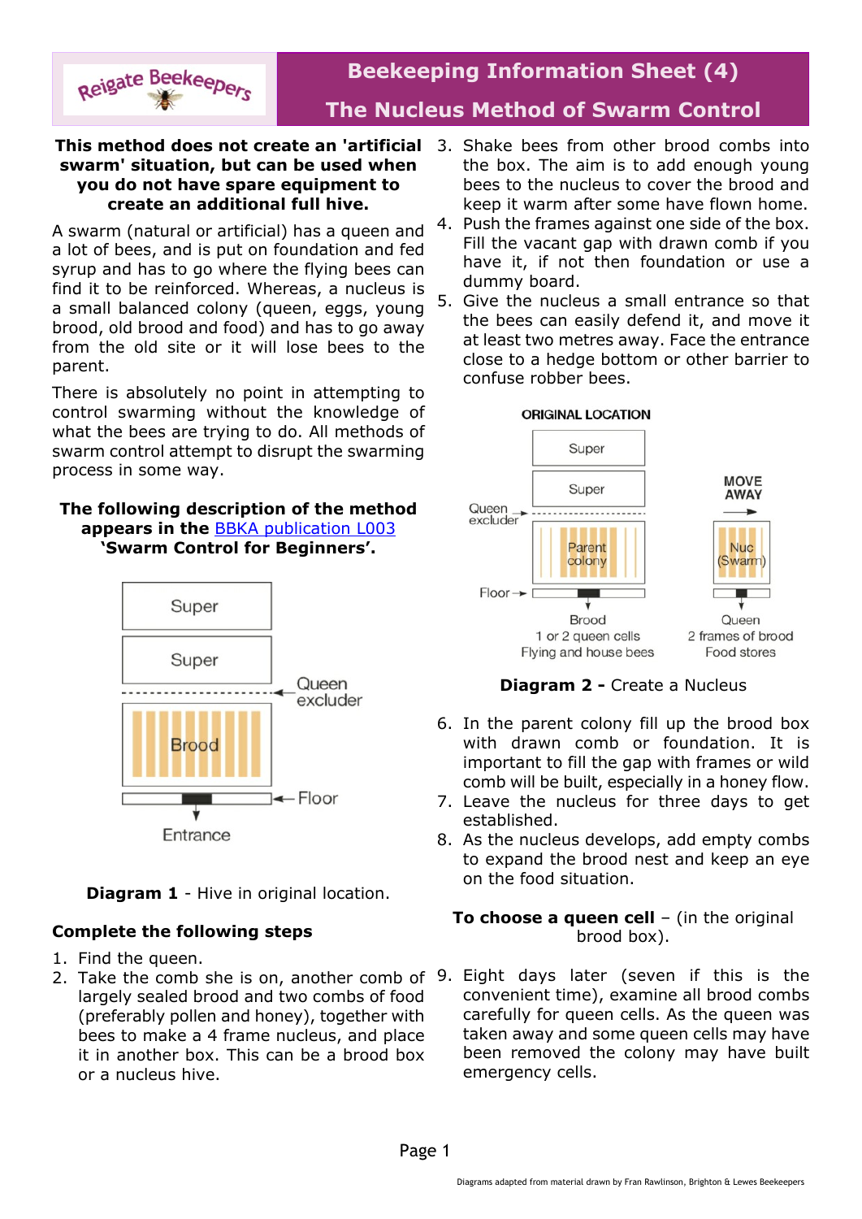Reigate Beekeepers

# Beekeeping Information Sheet (4)

## The Nucleus Method of Swarm Control

**This method does not create an 'artificial swarm' situation, but can be used when you do not have spare equipment to create an additional full hive.**

A swarm (natural or artificial) has a queen and a lot of bees, and is put on foundation and fed syrup and has to go where the flying bees can find it to be reinforced. Whereas, a nucleus is a small balanced colony (queen, eggs, young brood, old brood and food) and has to go away from the old site or it will lose bees to the parent.

There is absolutely no point in attempting to control swarming without the knowledge of what the bees are trying to do. All methods of swarm control attempt to disrupt the swarming process in some way.

**The following description of the method appears in the [BBKA publication L003](BBKA publication L003) 'Swarm Control for Beginners'.**

Super
Super
Queen excluder
Brood
Floor
Entrance

**Diagram 1** - Hive in original location.

### Complete the following steps

1. Find the queen.
2. Take the comb she is on, another comb of largely sealed brood and two combs of food (preferably pollen and honey), together with bees to make a 4 frame nucleus, and place it in another box. This can be a brood box or a nucleus hive.
3. Shake bees from other brood combs into the box. The aim is to add enough young bees to the nucleus to cover the brood and keep it warm after some have flown home.
4. Push the frames against one side of the box. Fill the vacant gap with drawn comb if you have it, if not then foundation or use a dummy board.
5. Give the nucleus a small entrance so that the bees can easily defend it, and move it at least two metres away. Face the entrance close to a hedge bottom or other barrier to confuse robber bees.

ORIGINAL LOCATION
Super
Super
Queen excluder
Parent colony
Floor
Brood
1 or 2 queen cells
Flying and house bees

MOVE AWAY
Nuc (Swarm)
Queen
2 frames of brood
Food stores

**Diagram 2 -** Create a Nucleus

6. In the parent colony fill up the brood box with drawn comb or foundation. It is important to fill the gap with frames or wild comb will be built, especially in a honey flow.
7. Leave the nucleus for three days to get established.
8. As the nucleus develops, add empty combs to expand the brood nest and keep an eye on the food situation.

**To choose a queen cell** – (in the original brood box).

9. Eight days later (seven if this is the convenient time), examine all brood combs carefully for queen cells. As the queen was taken away and some queen cells may have been removed the colony may have built emergency cells.

Diagrams adapted from material drawn by Fran Rawlinson, Brighton & Lewes Beekeepers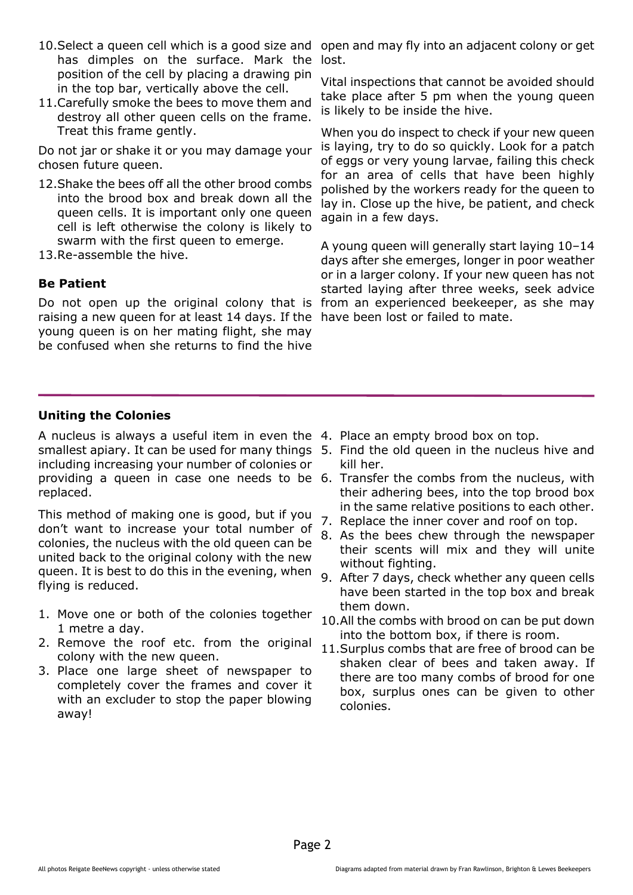10. Select a queen cell which is a good size and has dimples on the surface. Mark the position of the cell by placing a drawing pin in the top bar, vertically above the cell.
11. Carefully smoke the bees to move them and destroy all other queen cells on the frame. Treat this frame gently.

Do not jar or shake it or you may damage your chosen future queen.

12. Shake the bees off all the other brood combs into the brood box and break down all the queen cells. It is important only one queen cell is left otherwise the colony is likely to swarm with the first queen to emerge.
13. Re-assemble the hive.

**Be Patient**

Do not open up the original colony that is raising a new queen for at least 14 days. If the young queen is on her mating flight, she may be confused when she returns to find the hive open and may fly into an adjacent colony or get lost.

Vital inspections that cannot be avoided should take place after 5 pm when the young queen is likely to be inside the hive.

When you do inspect to check if your new queen is laying, try to do so quickly. Look for a patch of eggs or very young larvae, failing this check for an area of cells that have been highly polished by the workers ready for the queen to lay in. Close up the hive, be patient, and check again in a few days.

A young queen will generally start laying 10–14 days after she emerges, longer in poor weather or in a larger colony. If your new queen has not started laying after three weeks, seek advice from an experienced beekeeper, as she may have been lost or failed to mate.

---

**Uniting the Colonies**

A nucleus is always a useful item in even the smallest apiary. It can be used for many things including increasing your number of colonies or providing a queen in case one needs to be replaced.

This method of making one is good, but if you don't want to increase your total number of colonies, the nucleus with the old queen can be united back to the original colony with the new queen. It is best to do this in the evening, when flying is reduced.

1. Move one or both of the colonies together 1 metre a day.
2. Remove the roof etc. from the original colony with the new queen.
3. Place one large sheet of newspaper to completely cover the frames and cover it with an excluder to stop the paper blowing away!
4. Place an empty brood box on top.
5. Find the old queen in the nucleus hive and kill her.
6. Transfer the combs from the nucleus, with their adhering bees, into the top brood box in the same relative positions to each other.
7. Replace the inner cover and roof on top.
8. As the bees chew through the newspaper their scents will mix and they will unite without fighting.
9. After 7 days, check whether any queen cells have been started in the top box and break them down.
10. All the combs with brood on can be put down into the bottom box, if there is room.
11. Surplus combs that are free of brood can be shaken clear of bees and taken away. If there are too many combs of brood for one box, surplus ones can be given to other colonies.

All photos Reigate BeeNews copyright - unless otherwise stated

Diagrams adapted from material drawn by Fran Rawlinson, Brighton & Lewes Beekeepers